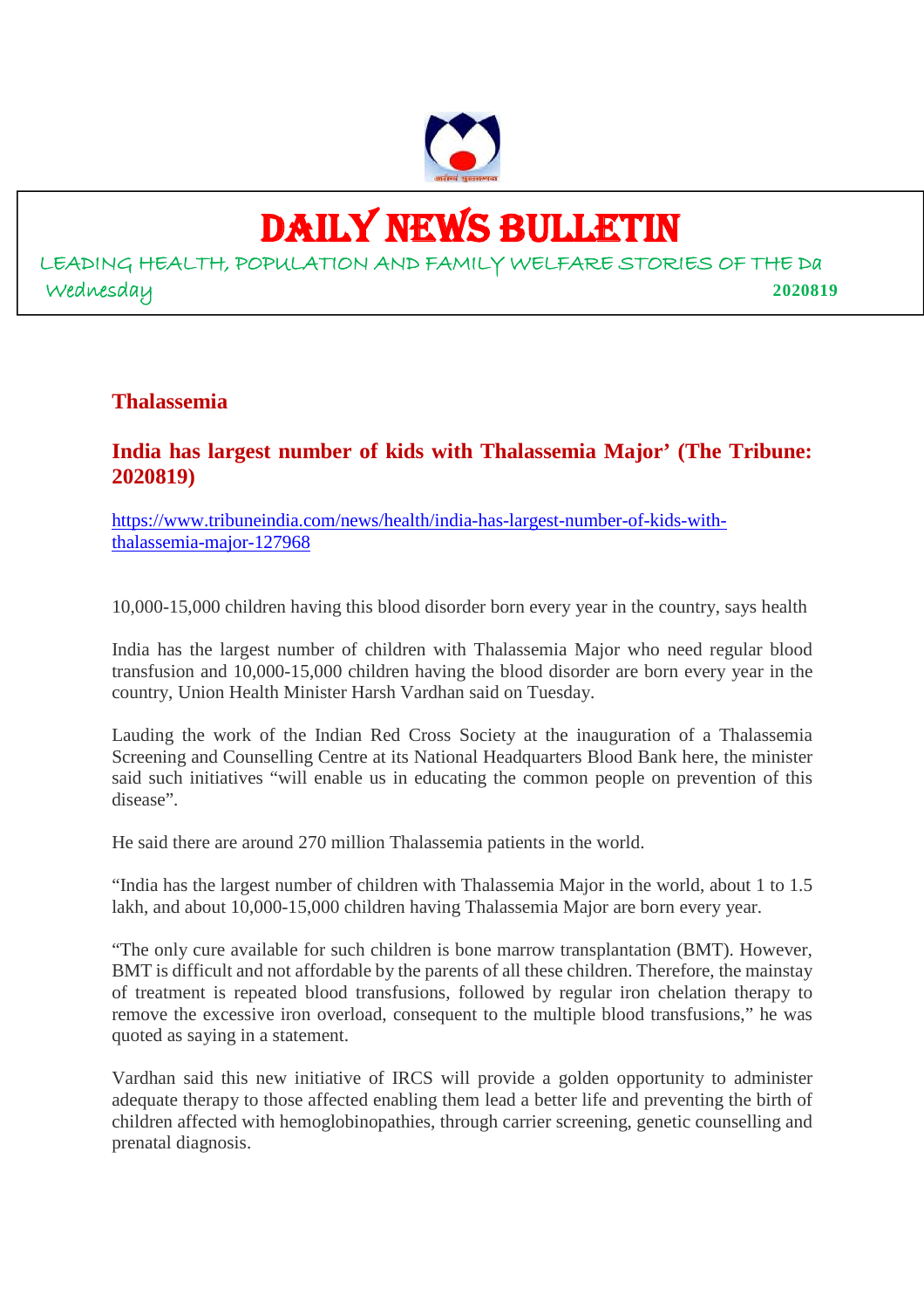# DAILY NEWS BULLETIN

LEADING HEALTH, POPULATION AND FAMILY WELFARE STORIES OF THE Da

Wednesday **2020819**

## Thalassemia

### India has largest number of kids with Thalassemia Major' (The Tribune: 2020819)

https://www.tribuneindia.com/news/health/india-has-largest-number-of-kids-with-thalassemia-major-127968

10,000-15,000 children having this blood disorder born every year in the country, says health

India has the largest number of children with Thalassemia Major who need regular blood transfusion and 10,000-15,000 children having the blood disorder are born every year in the country, Union Health Minister Harsh Vardhan said on Tuesday.

Lauding the work of the Indian Red Cross Society at the inauguration of a Thalassemia Screening and Counselling Centre at its National Headquarters Blood Bank here, the minister said such initiatives "will enable us in educating the common people on prevention of this disease".

He said there are around 270 million Thalassemia patients in the world.

"India has the largest number of children with Thalassemia Major in the world, about 1 to 1.5 lakh, and about 10,000-15,000 children having Thalassemia Major are born every year.

"The only cure available for such children is bone marrow transplantation (BMT). However, BMT is difficult and not affordable by the parents of all these children. Therefore, the mainstay of treatment is repeated blood transfusions, followed by regular iron chelation therapy to remove the excessive iron overload, consequent to the multiple blood transfusions," he was quoted as saying in a statement.

Vardhan said this new initiative of IRCS will provide a golden opportunity to administer adequate therapy to those affected enabling them lead a better life and preventing the birth of children affected with hemoglobinopathies, through carrier screening, genetic counselling and prenatal diagnosis.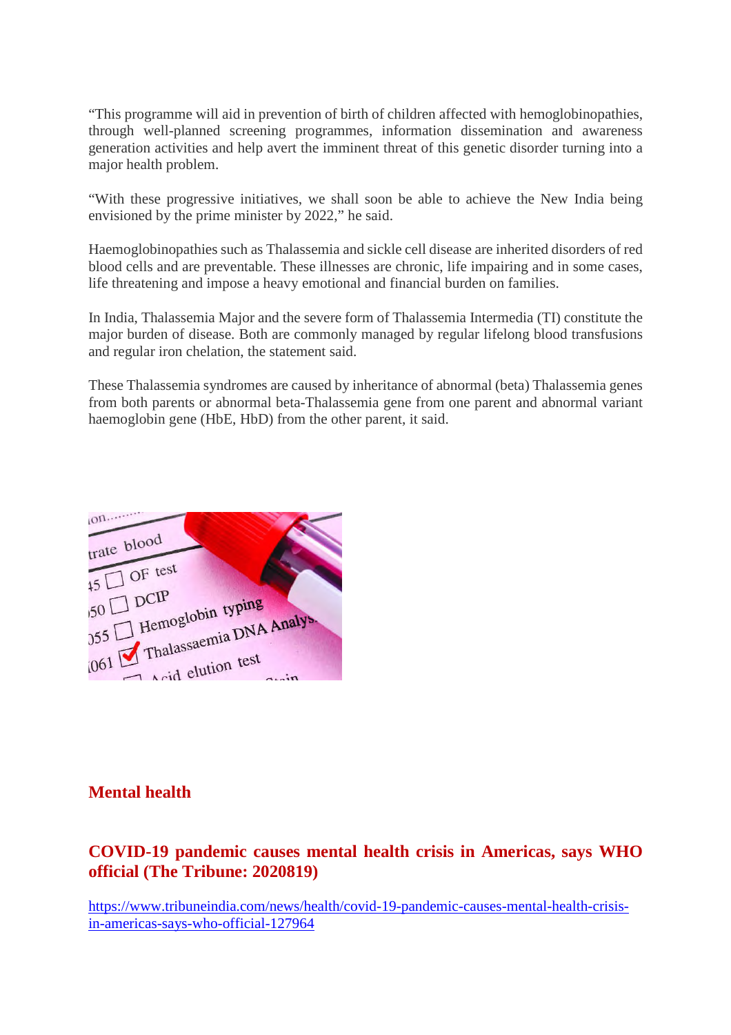"This programme will aid in prevention of birth of children affected with hemoglobinopathies, through well-planned screening programmes, information dissemination and awareness generation activities and help avert the imminent threat of this genetic disorder turning into a major health problem.

"With these progressive initiatives, we shall soon be able to achieve the New India being envisioned by the prime minister by 2022," he said.

Haemoglobinopathies such as Thalassemia and sickle cell disease are inherited disorders of red blood cells and are preventable. These illnesses are chronic, life impairing and in some cases, life threatening and impose a heavy emotional and financial burden on families.

In India, Thalassemia Major and the severe form of Thalassemia Intermedia (TI) constitute the major burden of disease. Both are commonly managed by regular lifelong blood transfusions and regular iron chelation, the statement said.

These Thalassemia syndromes are caused by inheritance of abnormal (beta) Thalassemia genes from both parents or abnormal beta-Thalassemia gene from one parent and abnormal variant haemoglobin gene (HbE, HbD) from the other parent, it said.

## Mental health

### COVID-19 pandemic causes mental health crisis in Americas, says WHO official (The Tribune: 2020819)

https://www.tribuneindia.com/news/health/covid-19-pandemic-causes-mental-health-crisis-in-americas-says-who-official-127964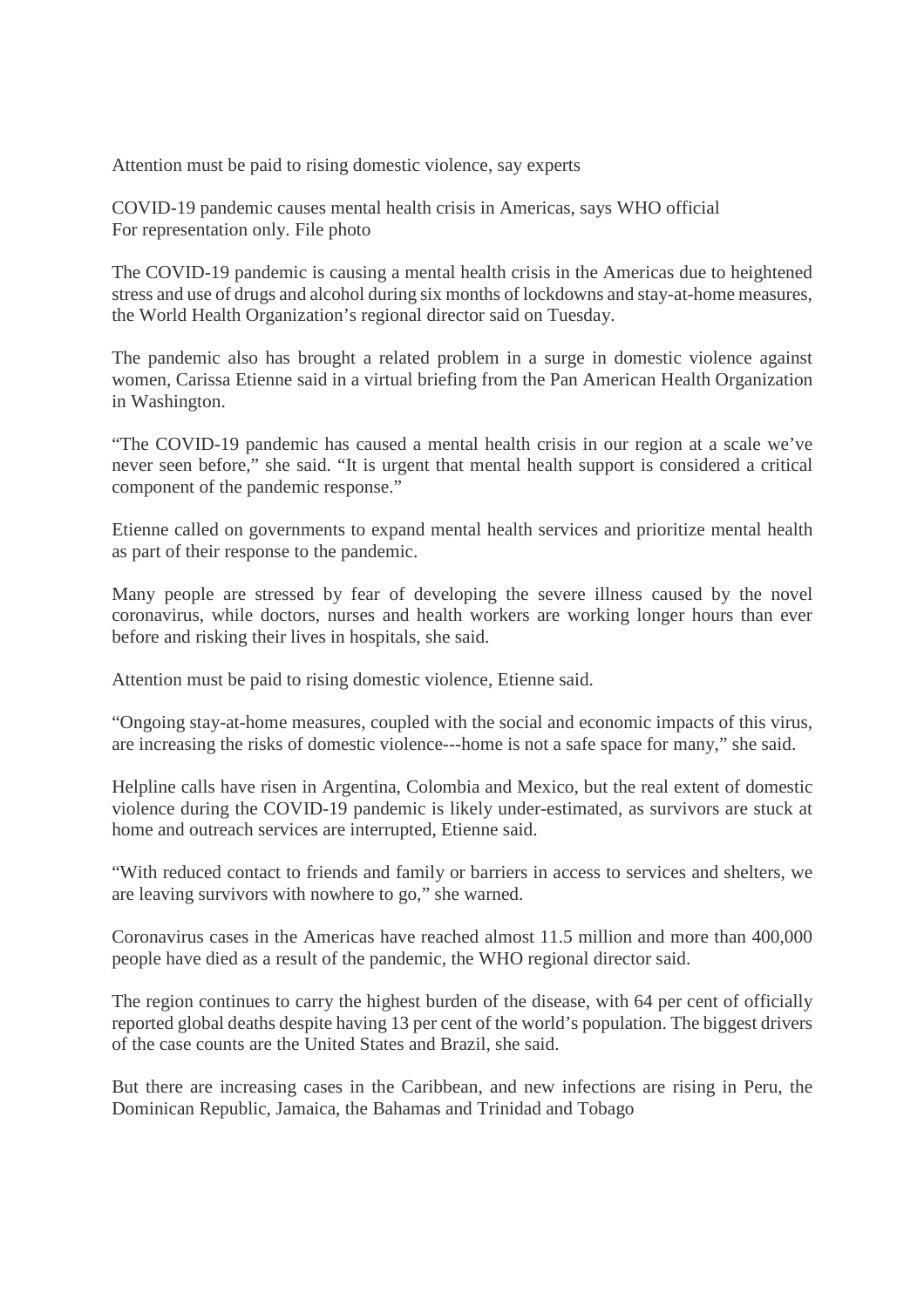Attention must be paid to rising domestic violence, say experts

COVID-19 pandemic causes mental health crisis in Americas, says WHO official
For representation only. File photo

The COVID-19 pandemic is causing a mental health crisis in the Americas due to heightened stress and use of drugs and alcohol during six months of lockdowns and stay-at-home measures, the World Health Organization's regional director said on Tuesday.

The pandemic also has brought a related problem in a surge in domestic violence against women, Carissa Etienne said in a virtual briefing from the Pan American Health Organization in Washington.

"The COVID-19 pandemic has caused a mental health crisis in our region at a scale we've never seen before," she said. "It is urgent that mental health support is considered a critical component of the pandemic response."

Etienne called on governments to expand mental health services and prioritize mental health as part of their response to the pandemic.

Many people are stressed by fear of developing the severe illness caused by the novel coronavirus, while doctors, nurses and health workers are working longer hours than ever before and risking their lives in hospitals, she said.

Attention must be paid to rising domestic violence, Etienne said.

"Ongoing stay-at-home measures, coupled with the social and economic impacts of this virus, are increasing the risks of domestic violence---home is not a safe space for many," she said.

Helpline calls have risen in Argentina, Colombia and Mexico, but the real extent of domestic violence during the COVID-19 pandemic is likely under-estimated, as survivors are stuck at home and outreach services are interrupted, Etienne said.

"With reduced contact to friends and family or barriers in access to services and shelters, we are leaving survivors with nowhere to go," she warned.

Coronavirus cases in the Americas have reached almost 11.5 million and more than 400,000 people have died as a result of the pandemic, the WHO regional director said.

The region continues to carry the highest burden of the disease, with 64 per cent of officially reported global deaths despite having 13 per cent of the world's population. The biggest drivers of the case counts are the United States and Brazil, she said.

But there are increasing cases in the Caribbean, and new infections are rising in Peru, the Dominican Republic, Jamaica, the Bahamas and Trinidad and Tobago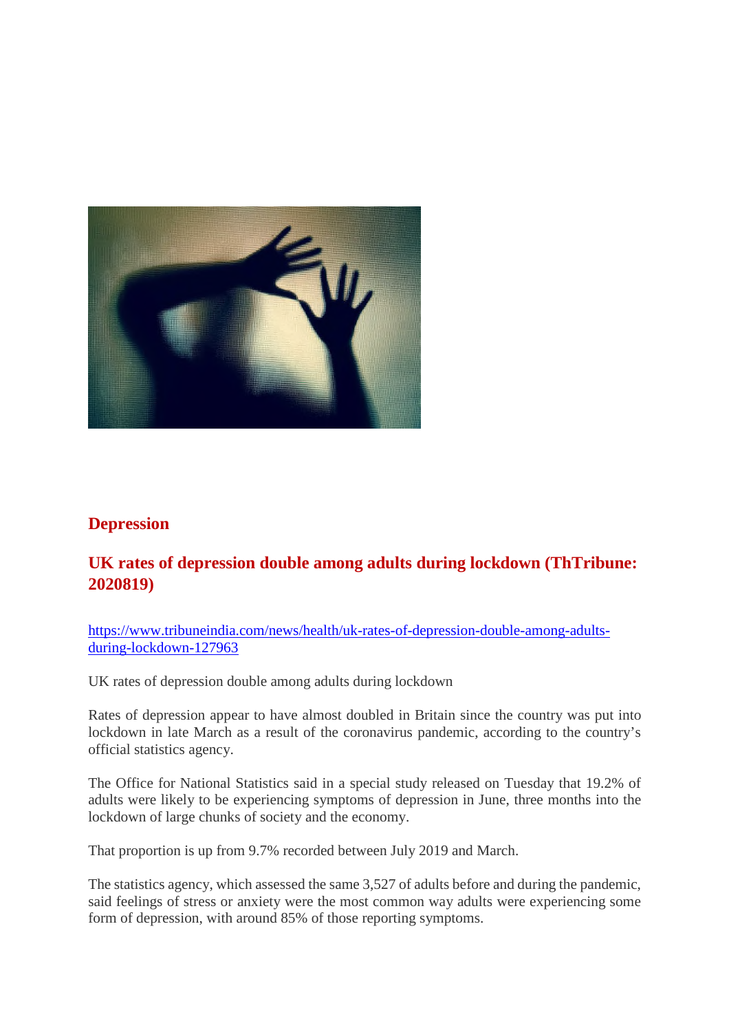## Depression

## UK rates of depression double among adults during lockdown (ThTribune: 2020819)

https://www.tribuneindia.com/news/health/uk-rates-of-depression-double-among-adults-during-lockdown-127963

UK rates of depression double among adults during lockdown

Rates of depression appear to have almost doubled in Britain since the country was put into lockdown in late March as a result of the coronavirus pandemic, according to the country's official statistics agency.

The Office for National Statistics said in a special study released on Tuesday that 19.2% of adults were likely to be experiencing symptoms of depression in June, three months into the lockdown of large chunks of society and the economy.

That proportion is up from 9.7% recorded between July 2019 and March.

The statistics agency, which assessed the same 3,527 of adults before and during the pandemic, said feelings of stress or anxiety were the most common way adults were experiencing some form of depression, with around 85% of those reporting symptoms.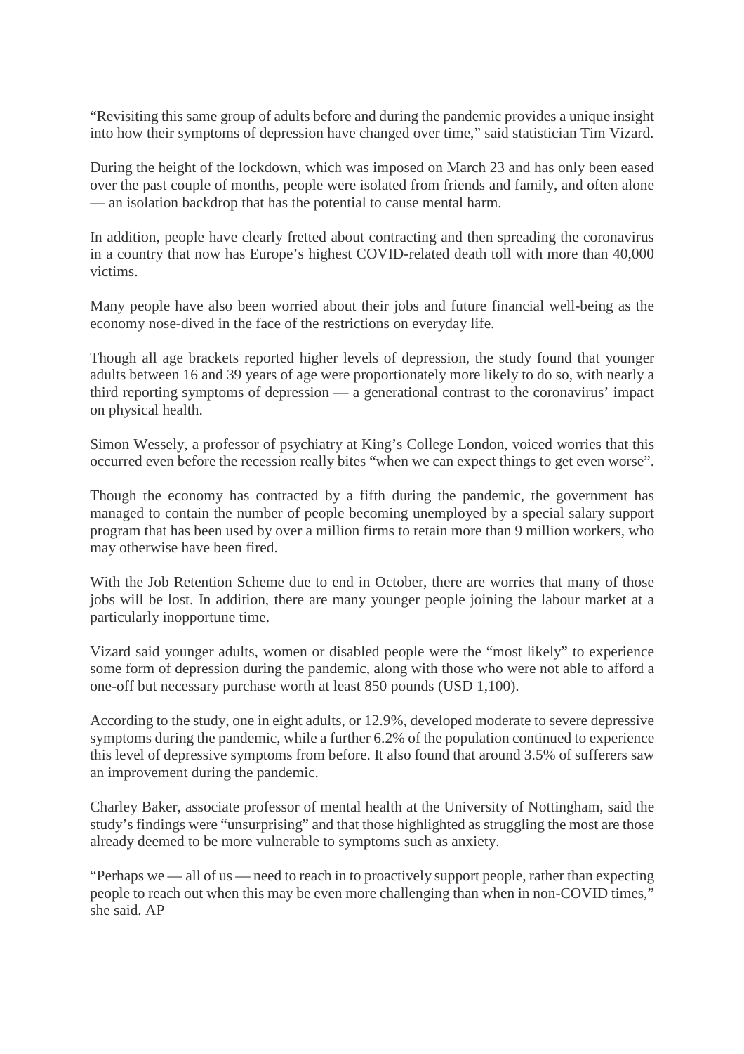"Revisiting this same group of adults before and during the pandemic provides a unique insight into how their symptoms of depression have changed over time," said statistician Tim Vizard.

During the height of the lockdown, which was imposed on March 23 and has only been eased over the past couple of months, people were isolated from friends and family, and often alone — an isolation backdrop that has the potential to cause mental harm.

In addition, people have clearly fretted about contracting and then spreading the coronavirus in a country that now has Europe's highest COVID-related death toll with more than 40,000 victims.

Many people have also been worried about their jobs and future financial well-being as the economy nose-dived in the face of the restrictions on everyday life.

Though all age brackets reported higher levels of depression, the study found that younger adults between 16 and 39 years of age were proportionately more likely to do so, with nearly a third reporting symptoms of depression — a generational contrast to the coronavirus' impact on physical health.

Simon Wessely, a professor of psychiatry at King's College London, voiced worries that this occurred even before the recession really bites "when we can expect things to get even worse".

Though the economy has contracted by a fifth during the pandemic, the government has managed to contain the number of people becoming unemployed by a special salary support program that has been used by over a million firms to retain more than 9 million workers, who may otherwise have been fired.

With the Job Retention Scheme due to end in October, there are worries that many of those jobs will be lost. In addition, there are many younger people joining the labour market at a particularly inopportune time.

Vizard said younger adults, women or disabled people were the "most likely" to experience some form of depression during the pandemic, along with those who were not able to afford a one-off but necessary purchase worth at least 850 pounds (USD 1,100).

According to the study, one in eight adults, or 12.9%, developed moderate to severe depressive symptoms during the pandemic, while a further 6.2% of the population continued to experience this level of depressive symptoms from before. It also found that around 3.5% of sufferers saw an improvement during the pandemic.

Charley Baker, associate professor of mental health at the University of Nottingham, said the study's findings were "unsurprising" and that those highlighted as struggling the most are those already deemed to be more vulnerable to symptoms such as anxiety.

"Perhaps we — all of us — need to reach in to proactively support people, rather than expecting people to reach out when this may be even more challenging than when in non-COVID times," she said. AP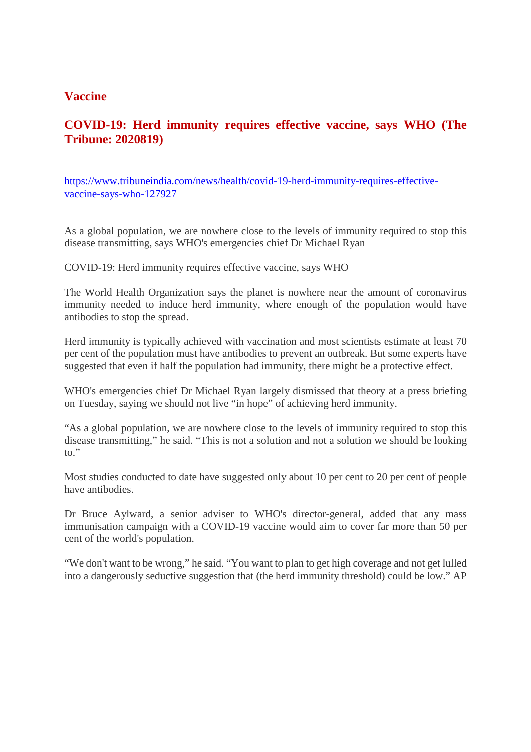## Vaccine

### COVID-19: Herd immunity requires effective vaccine, says WHO (The Tribune: 2020819)

https://www.tribuneindia.com/news/health/covid-19-herd-immunity-requires-effective-vaccine-says-who-127927

As a global population, we are nowhere close to the levels of immunity required to stop this disease transmitting, says WHO's emergencies chief Dr Michael Ryan

COVID-19: Herd immunity requires effective vaccine, says WHO

The World Health Organization says the planet is nowhere near the amount of coronavirus immunity needed to induce herd immunity, where enough of the population would have antibodies to stop the spread.

Herd immunity is typically achieved with vaccination and most scientists estimate at least 70 per cent of the population must have antibodies to prevent an outbreak. But some experts have suggested that even if half the population had immunity, there might be a protective effect.

WHO's emergencies chief Dr Michael Ryan largely dismissed that theory at a press briefing on Tuesday, saying we should not live "in hope" of achieving herd immunity.

"As a global population, we are nowhere close to the levels of immunity required to stop this disease transmitting," he said. "This is not a solution and not a solution we should be looking to."

Most studies conducted to date have suggested only about 10 per cent to 20 per cent of people have antibodies.

Dr Bruce Aylward, a senior adviser to WHO's director-general, added that any mass immunisation campaign with a COVID-19 vaccine would aim to cover far more than 50 per cent of the world's population.

"We don't want to be wrong," he said. "You want to plan to get high coverage and not get lulled into a dangerously seductive suggestion that (the herd immunity threshold) could be low." AP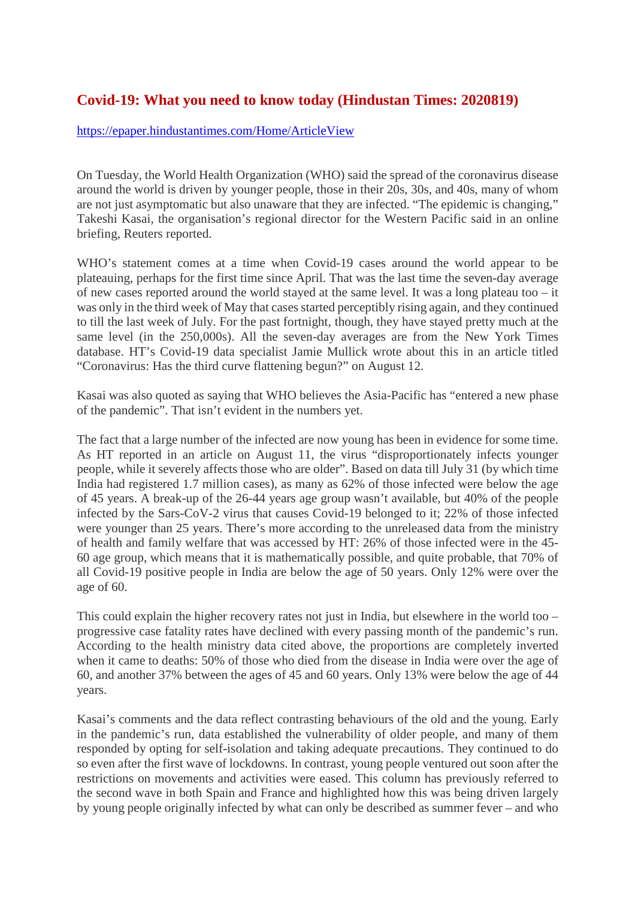# Covid-19: What you need to know today (Hindustan Times: 2020819)

https://epaper.hindustantimes.com/Home/ArticleView

On Tuesday, the World Health Organization (WHO) said the spread of the coronavirus disease around the world is driven by younger people, those in their 20s, 30s, and 40s, many of whom are not just asymptomatic but also unaware that they are infected. “The epidemic is changing,” Takeshi Kasai, the organisation’s regional director for the Western Pacific said in an online briefing, Reuters reported.

WHO’s statement comes at a time when Covid-19 cases around the world appear to be plateauing, perhaps for the first time since April. That was the last time the seven-day average of new cases reported around the world stayed at the same level. It was a long plateau too – it was only in the third week of May that cases started perceptibly rising again, and they continued to till the last week of July. For the past fortnight, though, they have stayed pretty much at the same level (in the 250,000s). All the seven-day averages are from the New York Times database. HT’s Covid-19 data specialist Jamie Mullick wrote about this in an article titled “Coronavirus: Has the third curve flattening begun?” on August 12.

Kasai was also quoted as saying that WHO believes the Asia-Pacific has “entered a new phase of the pandemic”. That isn’t evident in the numbers yet.

The fact that a large number of the infected are now young has been in evidence for some time. As HT reported in an article on August 11, the virus “disproportionately infects younger people, while it severely affects those who are older”. Based on data till July 31 (by which time India had registered 1.7 million cases), as many as 62% of those infected were below the age of 45 years. A break-up of the 26-44 years age group wasn’t available, but 40% of the people infected by the Sars-CoV-2 virus that causes Covid-19 belonged to it; 22% of those infected were younger than 25 years. There’s more according to the unreleased data from the ministry of health and family welfare that was accessed by HT: 26% of those infected were in the 45-60 age group, which means that it is mathematically possible, and quite probable, that 70% of all Covid-19 positive people in India are below the age of 50 years. Only 12% were over the age of 60.

This could explain the higher recovery rates not just in India, but elsewhere in the world too – progressive case fatality rates have declined with every passing month of the pandemic’s run. According to the health ministry data cited above, the proportions are completely inverted when it came to deaths: 50% of those who died from the disease in India were over the age of 60, and another 37% between the ages of 45 and 60 years. Only 13% were below the age of 44 years.

Kasai’s comments and the data reflect contrasting behaviours of the old and the young. Early in the pandemic’s run, data established the vulnerability of older people, and many of them responded by opting for self-isolation and taking adequate precautions. They continued to do so even after the first wave of lockdowns. In contrast, young people ventured out soon after the restrictions on movements and activities were eased. This column has previously referred to the second wave in both Spain and France and highlighted how this was being driven largely by young people originally infected by what can only be described as summer fever – and who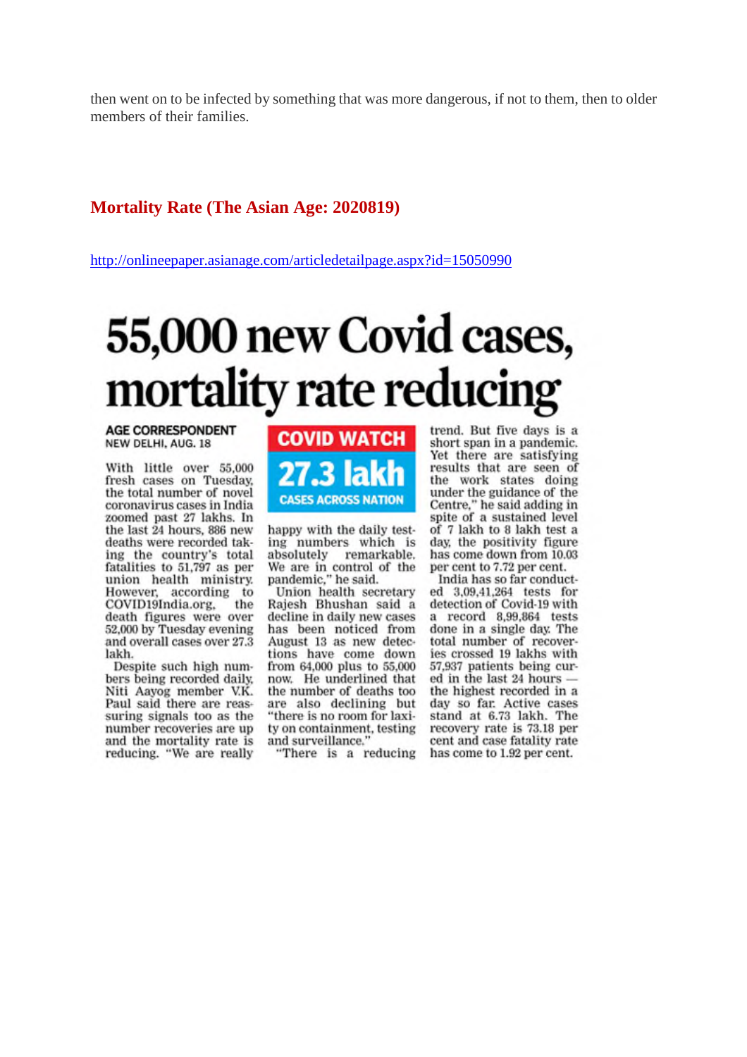then went on to be infected by something that was more dangerous, if not to them, then to older members of their families.

## Mortality Rate (The Asian Age: 2020819)

http://onlineepaper.asianage.com/articledetailpage.aspx?id=15050990

# 55,000 new Covid cases, mortality rate reducing

**AGE CORRESPONDENT**
NEW DELHI, AUG. 18

With little over 55,000 fresh cases on Tuesday, the total number of novel coronavirus cases in India zoomed past 27 lakhs. In the last 24 hours, 886 new deaths were recorded taking the country's total fatalities to 51,797 as per union health ministry. However, according to COVID19India.org, the death figures were over 52,000 by Tuesday evening and overall cases over 27.3 lakh.

Despite such high numbers being recorded daily, Niti Aayog member V.K. Paul said there are reassuring signals too as the number recoveries are up and the mortality rate is reducing. "We are really happy with the daily testing numbers which is absolutely remarkable. We are in control of the pandemic," he said.

**COVID WATCH**
**27.3 lakh**
**CASES ACROSS NATION**

Union health secretary Rajesh Bhushan said a decline in daily new cases has been noticed from August 13 as new detections have come down from 64,000 plus to 55,000 now. He underlined that the number of deaths too are also declining but "there is no room for laxity on containment, testing and surveillance."

"There is a reducing trend. But five days is a short span in a pandemic. Yet there are satisfying results that are seen of the work states doing under the guidance of the Centre," he said adding in spite of a sustained level of 7 lakh to 8 lakh test a day, the positivity figure has come down from 10.03 per cent to 7.72 per cent.

India has so far conducted 3,09,41,264 tests for detection of Covid-19 with a record 8,99,864 tests done in a single day. The total number of recoveries crossed 19 lakhs with 57,937 patients being cured in the last 24 hours — the highest recorded in a day so far. Active cases stand at 6.73 lakh. The recovery rate is 73.18 per cent and case fatality rate has come to 1.92 per cent.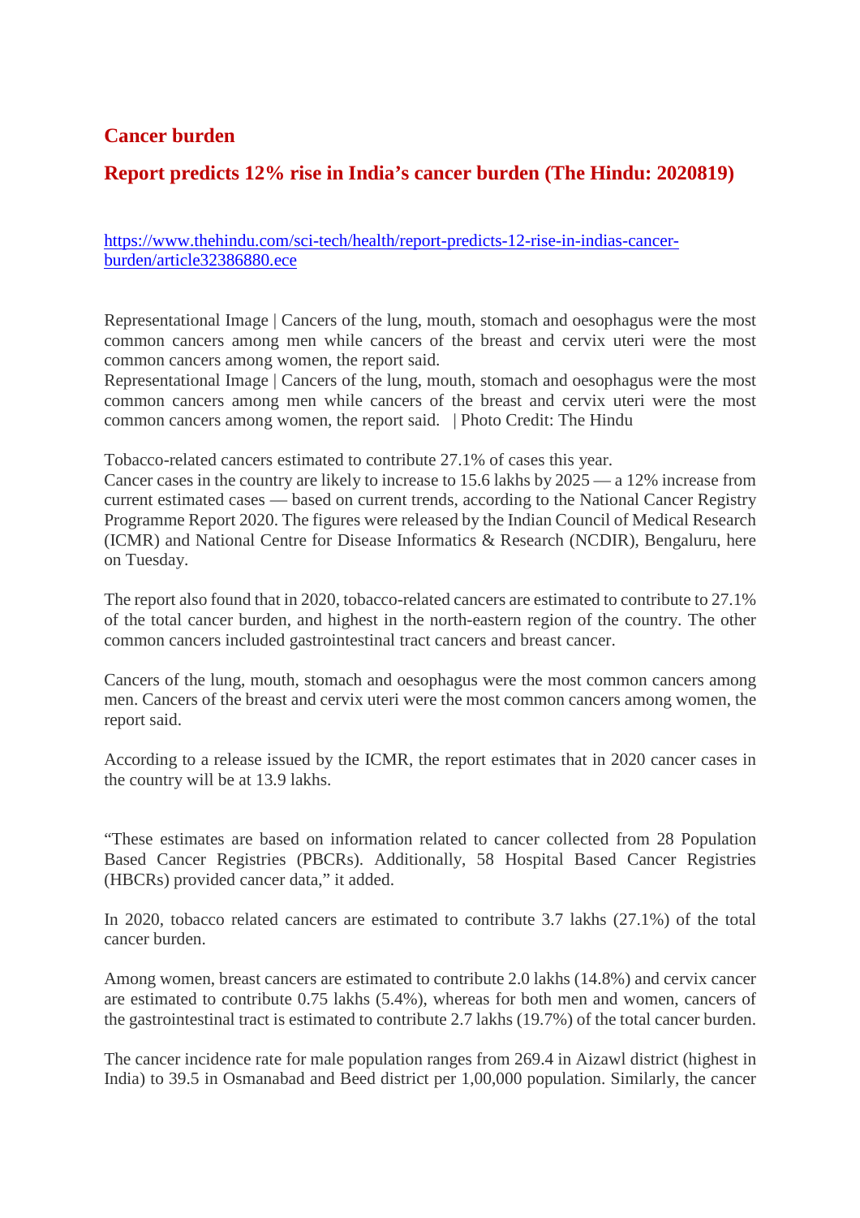## Cancer burden

## Report predicts 12% rise in India's cancer burden (The Hindu: 2020819)

https://www.thehindu.com/sci-tech/health/report-predicts-12-rise-in-indias-cancer-burden/article32386880.ece

Representational Image | Cancers of the lung, mouth, stomach and oesophagus were the most common cancers among men while cancers of the breast and cervix uteri were the most common cancers among women, the report said.
Representational Image | Cancers of the lung, mouth, stomach and oesophagus were the most common cancers among men while cancers of the breast and cervix uteri were the most common cancers among women, the report said. | Photo Credit: The Hindu

Tobacco-related cancers estimated to contribute 27.1% of cases this year.
Cancer cases in the country are likely to increase to 15.6 lakhs by 2025 — a 12% increase from current estimated cases — based on current trends, according to the National Cancer Registry Programme Report 2020. The figures were released by the Indian Council of Medical Research (ICMR) and National Centre for Disease Informatics & Research (NCDIR), Bengaluru, here on Tuesday.

The report also found that in 2020, tobacco-related cancers are estimated to contribute to 27.1% of the total cancer burden, and highest in the north-eastern region of the country. The other common cancers included gastrointestinal tract cancers and breast cancer.

Cancers of the lung, mouth, stomach and oesophagus were the most common cancers among men. Cancers of the breast and cervix uteri were the most common cancers among women, the report said.

According to a release issued by the ICMR, the report estimates that in 2020 cancer cases in the country will be at 13.9 lakhs.

"These estimates are based on information related to cancer collected from 28 Population Based Cancer Registries (PBCRs). Additionally, 58 Hospital Based Cancer Registries (HBCRs) provided cancer data," it added.

In 2020, tobacco related cancers are estimated to contribute 3.7 lakhs (27.1%) of the total cancer burden.

Among women, breast cancers are estimated to contribute 2.0 lakhs (14.8%) and cervix cancer are estimated to contribute 0.75 lakhs (5.4%), whereas for both men and women, cancers of the gastrointestinal tract is estimated to contribute 2.7 lakhs (19.7%) of the total cancer burden.

The cancer incidence rate for male population ranges from 269.4 in Aizawl district (highest in India) to 39.5 in Osmanabad and Beed district per 1,00,000 population. Similarly, the cancer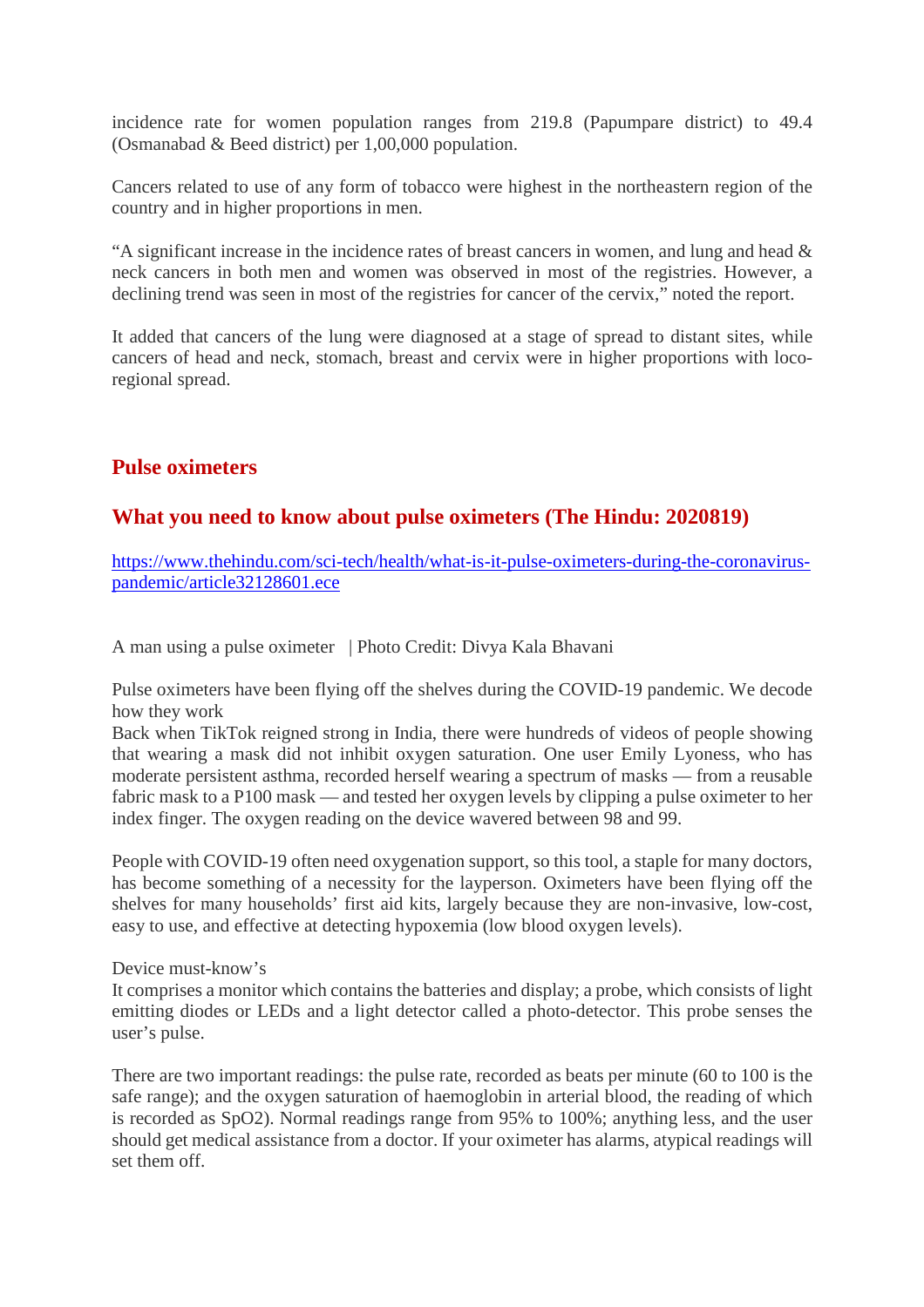incidence rate for women population ranges from 219.8 (Papumpare district) to 49.4 (Osmanabad & Beed district) per 1,00,000 population.

Cancers related to use of any form of tobacco were highest in the northeastern region of the country and in higher proportions in men.

"A significant increase in the incidence rates of breast cancers in women, and lung and head & neck cancers in both men and women was observed in most of the registries. However, a declining trend was seen in most of the registries for cancer of the cervix," noted the report.

It added that cancers of the lung were diagnosed at a stage of spread to distant sites, while cancers of head and neck, stomach, breast and cervix were in higher proportions with loco-regional spread.

## Pulse oximeters

## What you need to know about pulse oximeters (The Hindu: 2020819)

https://www.thehindu.com/sci-tech/health/what-is-it-pulse-oximeters-during-the-coronavirus-pandemic/article32128601.ece

A man using a pulse oximeter | Photo Credit: Divya Kala Bhavani

Pulse oximeters have been flying off the shelves during the COVID-19 pandemic. We decode how they work

Back when TikTok reigned strong in India, there were hundreds of videos of people showing that wearing a mask did not inhibit oxygen saturation. One user Emily Lyoness, who has moderate persistent asthma, recorded herself wearing a spectrum of masks — from a reusable fabric mask to a P100 mask — and tested her oxygen levels by clipping a pulse oximeter to her index finger. The oxygen reading on the device wavered between 98 and 99.

People with COVID-19 often need oxygenation support, so this tool, a staple for many doctors, has become something of a necessity for the layperson. Oximeters have been flying off the shelves for many households' first aid kits, largely because they are non-invasive, low-cost, easy to use, and effective at detecting hypoxemia (low blood oxygen levels).

Device must-know's

It comprises a monitor which contains the batteries and display; a probe, which consists of light emitting diodes or LEDs and a light detector called a photo-detector. This probe senses the user's pulse.

There are two important readings: the pulse rate, recorded as beats per minute (60 to 100 is the safe range); and the oxygen saturation of haemoglobin in arterial blood, the reading of which is recorded as $SpO_2$). Normal readings range from 95% to 100%; anything less, and the user should get medical assistance from a doctor. If your oximeter has alarms, atypical readings will set them off.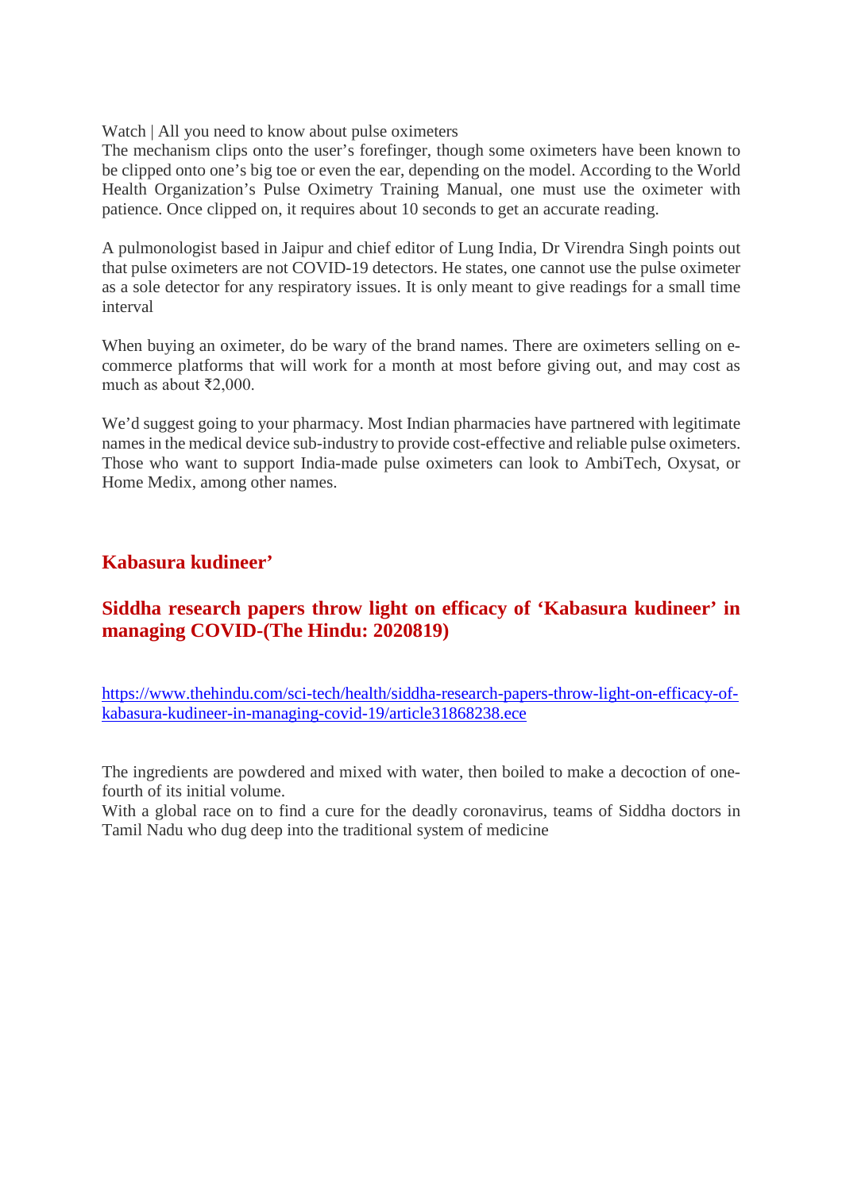Watch | All you need to know about pulse oximeters

The mechanism clips onto the user's forefinger, though some oximeters have been known to be clipped onto one's big toe or even the ear, depending on the model. According to the World Health Organization's Pulse Oximetry Training Manual, one must use the oximeter with patience. Once clipped on, it requires about 10 seconds to get an accurate reading.

A pulmonologist based in Jaipur and chief editor of Lung India, Dr Virendra Singh points out that pulse oximeters are not COVID-19 detectors. He states, one cannot use the pulse oximeter as a sole detector for any respiratory issues. It is only meant to give readings for a small time interval

When buying an oximeter, do be wary of the brand names. There are oximeters selling on e-commerce platforms that will work for a month at most before giving out, and may cost as much as about ₹2,000.

We'd suggest going to your pharmacy. Most Indian pharmacies have partnered with legitimate names in the medical device sub-industry to provide cost-effective and reliable pulse oximeters. Those who want to support India-made pulse oximeters can look to AmbiTech, Oxysat, or Home Medix, among other names.

## Kabasura kudineer'

## Siddha research papers throw light on efficacy of 'Kabasura kudineer' in managing COVID-(The Hindu: 2020819)

[https://www.thehindu.com/sci-tech/health/siddha-research-papers-throw-light-on-efficacy-of-kabasura-kudineer-in-managing-covid-19/article31868238.ece](https://www.thehindu.com/sci-tech/health/siddha-research-papers-throw-light-on-efficacy-of-kabasura-kudineer-in-managing-covid-19/article31868238.ece)

The ingredients are powdered and mixed with water, then boiled to make a decoction of one-fourth of its initial volume.

With a global race on to find a cure for the deadly coronavirus, teams of Siddha doctors in Tamil Nadu who dug deep into the traditional system of medicine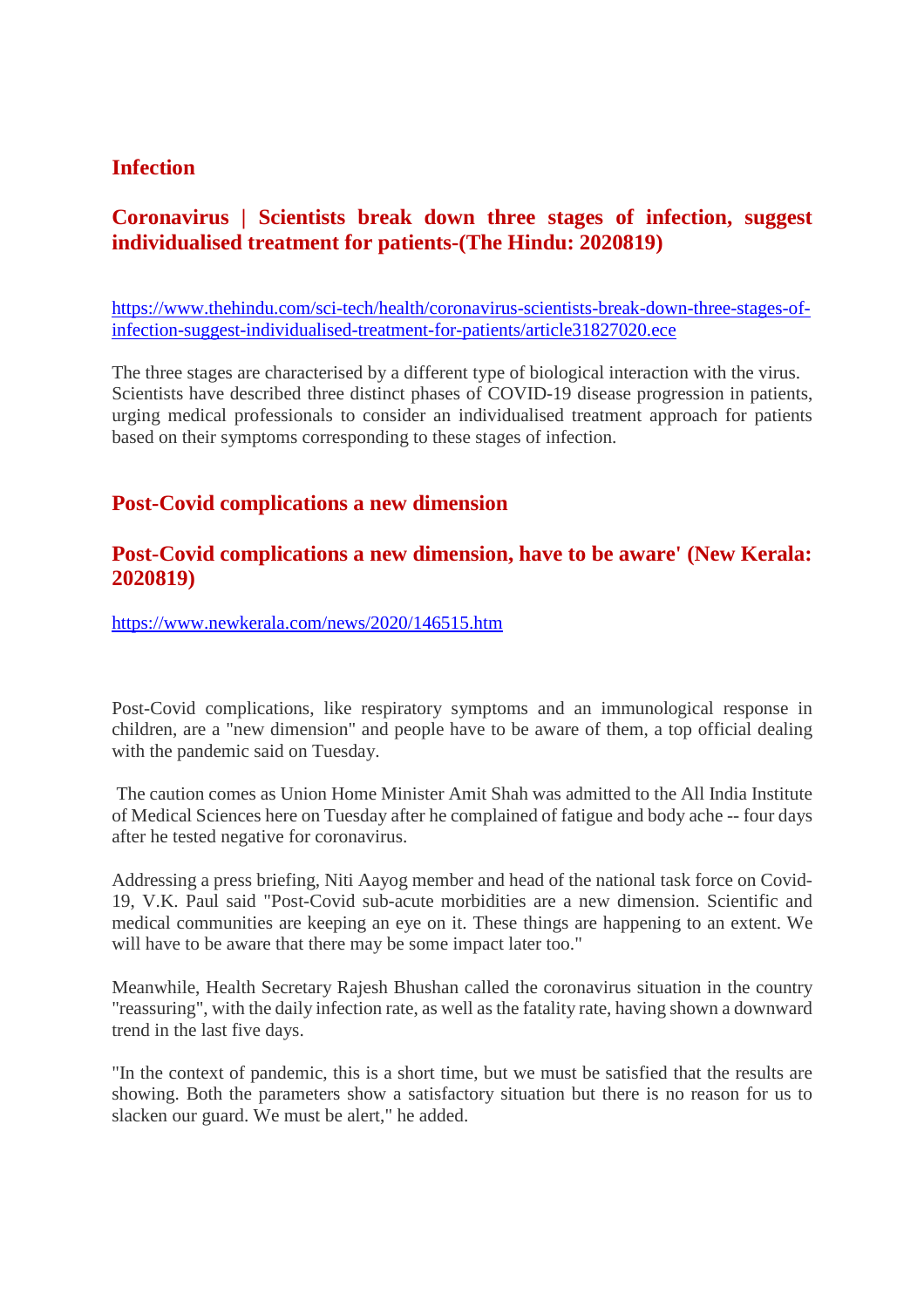## Infection

### Coronavirus | Scientists break down three stages of infection, suggest individualised treatment for patients-(The Hindu: 2020819)

https://www.thehindu.com/sci-tech/health/coronavirus-scientists-break-down-three-stages-of-infection-suggest-individualised-treatment-for-patients/article31827020.ece

The three stages are characterised by a different type of biological interaction with the virus. Scientists have described three distinct phases of COVID-19 disease progression in patients, urging medical professionals to consider an individualised treatment approach for patients based on their symptoms corresponding to these stages of infection.

## Post-Covid complications a new dimension

### Post-Covid complications a new dimension, have to be aware' (New Kerala: 2020819)

https://www.newkerala.com/news/2020/146515.htm

Post-Covid complications, like respiratory symptoms and an immunological response in children, are a "new dimension" and people have to be aware of them, a top official dealing with the pandemic said on Tuesday.

The caution comes as Union Home Minister Amit Shah was admitted to the All India Institute of Medical Sciences here on Tuesday after he complained of fatigue and body ache -- four days after he tested negative for coronavirus.

Addressing a press briefing, Niti Aayog member and head of the national task force on Covid-19, V.K. Paul said "Post-Covid sub-acute morbidities are a new dimension. Scientific and medical communities are keeping an eye on it. These things are happening to an extent. We will have to be aware that there may be some impact later too."

Meanwhile, Health Secretary Rajesh Bhushan called the coronavirus situation in the country "reassuring", with the daily infection rate, as well as the fatality rate, having shown a downward trend in the last five days.

"In the context of pandemic, this is a short time, but we must be satisfied that the results are showing. Both the parameters show a satisfactory situation but there is no reason for us to slacken our guard. We must be alert," he added.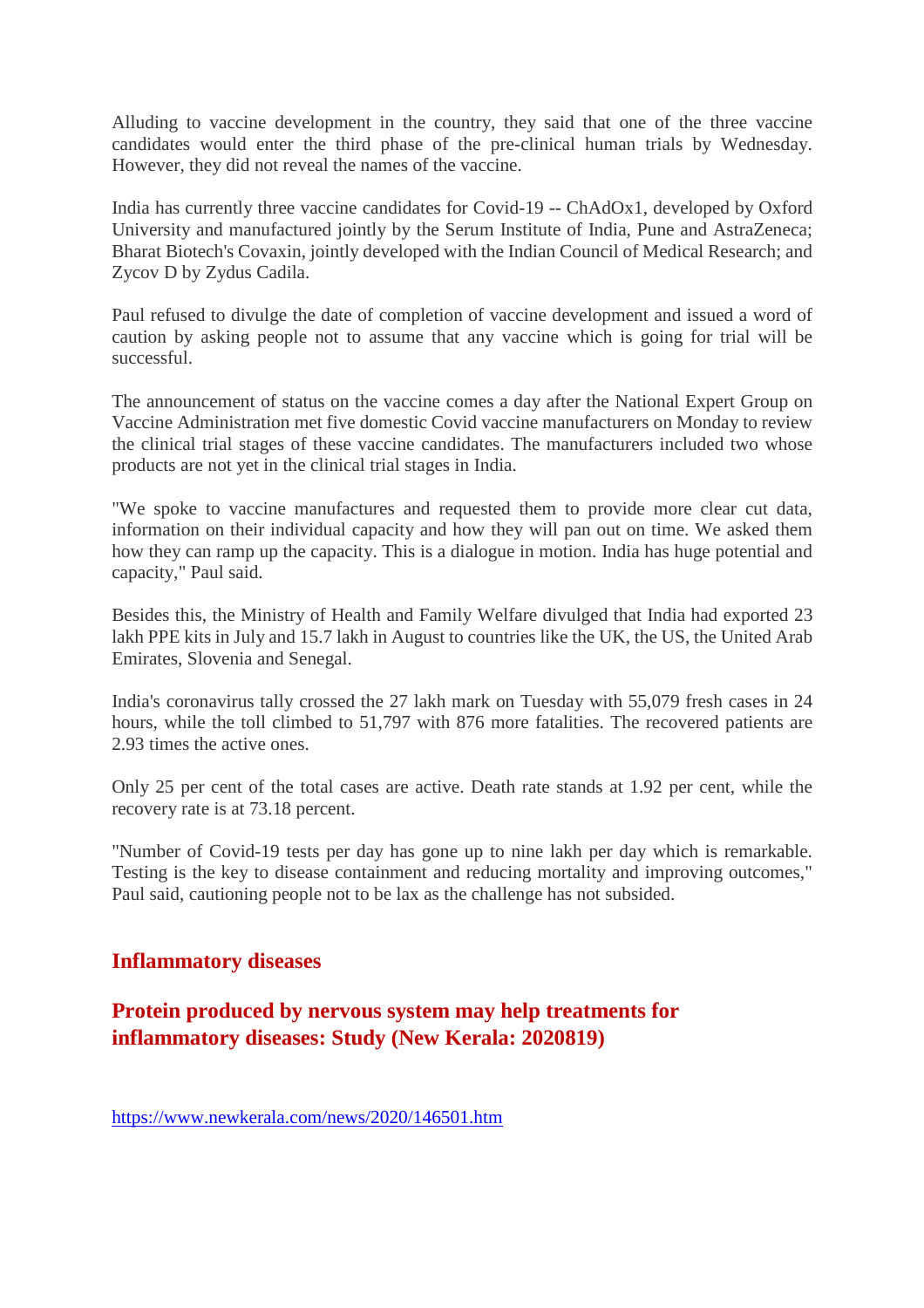Alluding to vaccine development in the country, they said that one of the three vaccine candidates would enter the third phase of the pre-clinical human trials by Wednesday. However, they did not reveal the names of the vaccine.

India has currently three vaccine candidates for Covid-19 -- ChAdOx1, developed by Oxford University and manufactured jointly by the Serum Institute of India, Pune and AstraZeneca; Bharat Biotech's Covaxin, jointly developed with the Indian Council of Medical Research; and Zycov D by Zydus Cadila.

Paul refused to divulge the date of completion of vaccine development and issued a word of caution by asking people not to assume that any vaccine which is going for trial will be successful.

The announcement of status on the vaccine comes a day after the National Expert Group on Vaccine Administration met five domestic Covid vaccine manufacturers on Monday to review the clinical trial stages of these vaccine candidates. The manufacturers included two whose products are not yet in the clinical trial stages in India.

"We spoke to vaccine manufactures and requested them to provide more clear cut data, information on their individual capacity and how they will pan out on time. We asked them how they can ramp up the capacity. This is a dialogue in motion. India has huge potential and capacity," Paul said.

Besides this, the Ministry of Health and Family Welfare divulged that India had exported 23 lakh PPE kits in July and 15.7 lakh in August to countries like the UK, the US, the United Arab Emirates, Slovenia and Senegal.

India's coronavirus tally crossed the 27 lakh mark on Tuesday with 55,079 fresh cases in 24 hours, while the toll climbed to 51,797 with 876 more fatalities. The recovered patients are 2.93 times the active ones.

Only 25 per cent of the total cases are active. Death rate stands at 1.92 per cent, while the recovery rate is at 73.18 percent.

"Number of Covid-19 tests per day has gone up to nine lakh per day which is remarkable. Testing is the key to disease containment and reducing mortality and improving outcomes," Paul said, cautioning people not to be lax as the challenge has not subsided.

## Inflammatory diseases

## Protein produced by nervous system may help treatments for inflammatory diseases: Study (New Kerala: 2020819)

https://www.newkerala.com/news/2020/146501.htm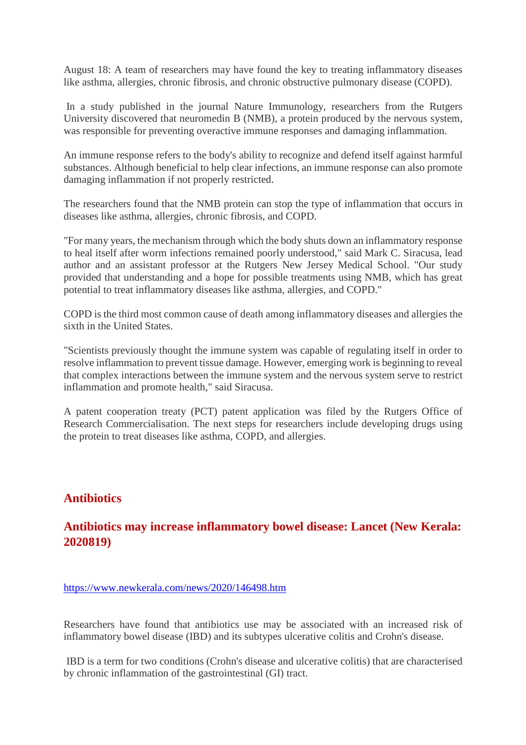August 18: A team of researchers may have found the key to treating inflammatory diseases like asthma, allergies, chronic fibrosis, and chronic obstructive pulmonary disease (COPD).

In a study published in the journal Nature Immunology, researchers from the Rutgers University discovered that neuromedin B (NMB), a protein produced by the nervous system, was responsible for preventing overactive immune responses and damaging inflammation.

An immune response refers to the body's ability to recognize and defend itself against harmful substances. Although beneficial to help clear infections, an immune response can also promote damaging inflammation if not properly restricted.

The researchers found that the NMB protein can stop the type of inflammation that occurs in diseases like asthma, allergies, chronic fibrosis, and COPD.

"For many years, the mechanism through which the body shuts down an inflammatory response to heal itself after worm infections remained poorly understood," said Mark C. Siracusa, lead author and an assistant professor at the Rutgers New Jersey Medical School. "Our study provided that understanding and a hope for possible treatments using NMB, which has great potential to treat inflammatory diseases like asthma, allergies, and COPD."

COPD is the third most common cause of death among inflammatory diseases and allergies the sixth in the United States.

"Scientists previously thought the immune system was capable of regulating itself in order to resolve inflammation to prevent tissue damage. However, emerging work is beginning to reveal that complex interactions between the immune system and the nervous system serve to restrict inflammation and promote health," said Siracusa.

A patent cooperation treaty (PCT) patent application was filed by the Rutgers Office of Research Commercialisation. The next steps for researchers include developing drugs using the protein to treat diseases like asthma, COPD, and allergies.

## Antibiotics

### Antibiotics may increase inflammatory bowel disease: Lancet (New Kerala: 2020819)

https://www.newkerala.com/news/2020/146498.htm

Researchers have found that antibiotics use may be associated with an increased risk of inflammatory bowel disease (IBD) and its subtypes ulcerative colitis and Crohn's disease.

IBD is a term for two conditions (Crohn's disease and ulcerative colitis) that are characterised by chronic inflammation of the gastrointestinal (GI) tract.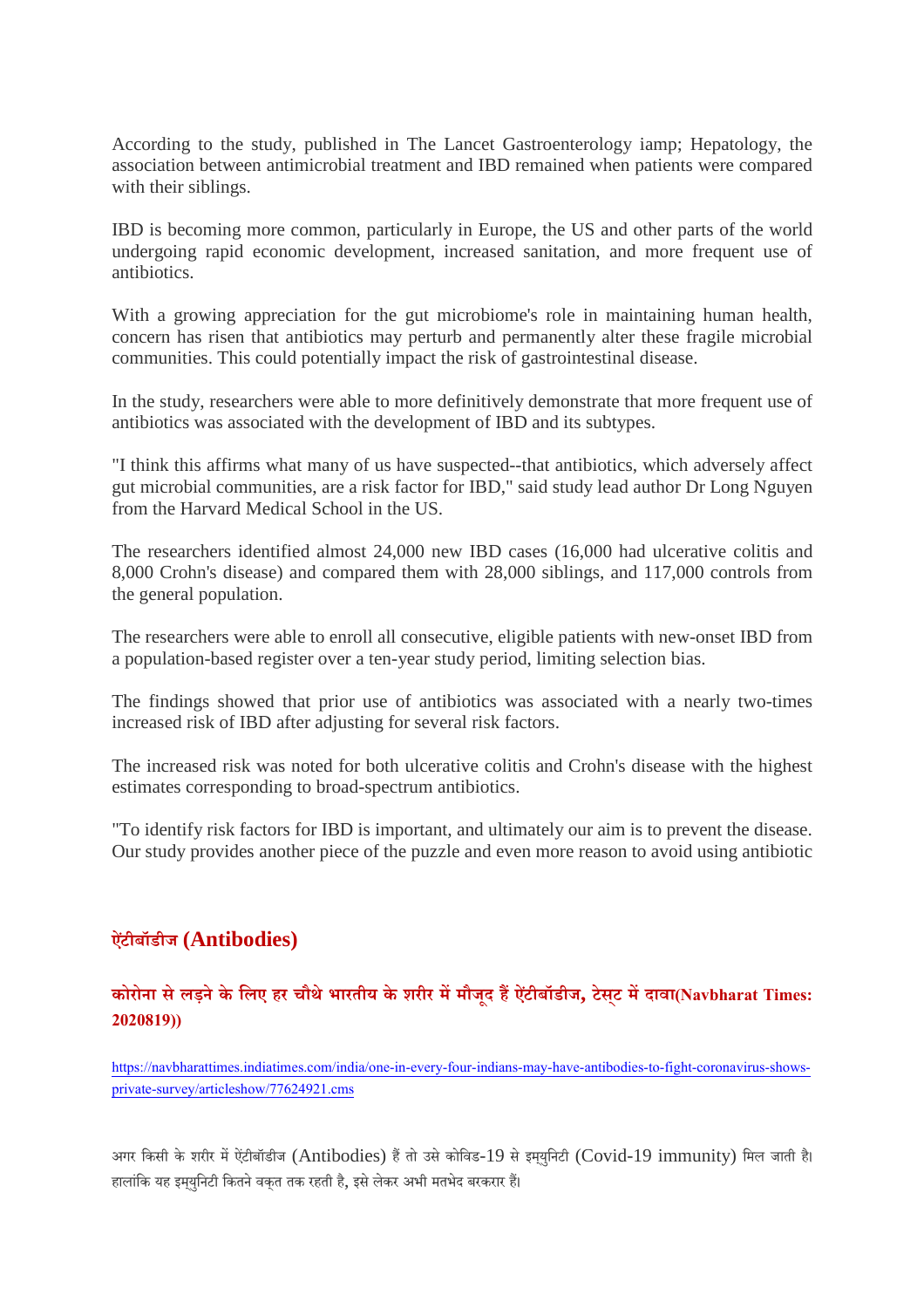According to the study, published in The Lancet Gastroenterology iamp; Hepatology, the association between antimicrobial treatment and IBD remained when patients were compared with their siblings.

IBD is becoming more common, particularly in Europe, the US and other parts of the world undergoing rapid economic development, increased sanitation, and more frequent use of antibiotics.

With a growing appreciation for the gut microbiome's role in maintaining human health, concern has risen that antibiotics may perturb and permanently alter these fragile microbial communities. This could potentially impact the risk of gastrointestinal disease.

In the study, researchers were able to more definitively demonstrate that more frequent use of antibiotics was associated with the development of IBD and its subtypes.

"I think this affirms what many of us have suspected--that antibiotics, which adversely affect gut microbial communities, are a risk factor for IBD," said study lead author Dr Long Nguyen from the Harvard Medical School in the US.

The researchers identified almost 24,000 new IBD cases (16,000 had ulcerative colitis and 8,000 Crohn's disease) and compared them with 28,000 siblings, and 117,000 controls from the general population.

The researchers were able to enroll all consecutive, eligible patients with new-onset IBD from a population-based register over a ten-year study period, limiting selection bias.

The findings showed that prior use of antibiotics was associated with a nearly two-times increased risk of IBD after adjusting for several risk factors.

The increased risk was noted for both ulcerative colitis and Crohn's disease with the highest estimates corresponding to broad-spectrum antibiotics.

"To identify risk factors for IBD is important, and ultimately our aim is to prevent the disease. Our study provides another piece of the puzzle and even more reason to avoid using antibiotic

## ऐंटीबॉडीज (Antibodies)

### कोरोना से लड़ने के लिए हर चौथे भारतीय के शरीर में मौजूद हैं ऐंटीबॉडीज, टेस्ट में दावा(Navbharat Times: 2020819))

https://navbharattimes.indiatimes.com/india/one-in-every-four-indians-may-have-antibodies-to-fight-coronavirus-shows-private-survey/articleshow/77624921.cms

अगर किसी के शरीर में ऐंटीबॉडीज (Antibodies) हैं तो उसे कोविड-19 से इम्युनिटी (Covid-19 immunity) मिल जाती है। हालांकि यह इम्युनिटी कितने वक्त तक रहती है, इसे लेकर अभी मतभेद बरकरार हैं।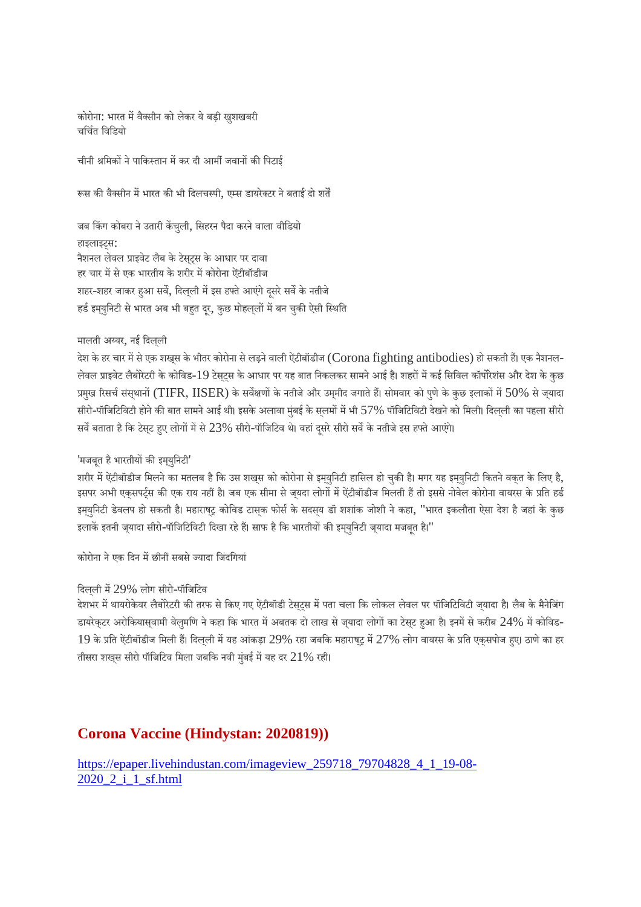कोरोना: भारत में वैक्सीन को लेकर ये बड़ी खुशखबरी
चर्चित विडियो

चीनी श्रमिकों ने पाकिस्तान में कर दी आर्मी जवानों की पिटाई

रूस की वैक्सीन में भारत की भी दिलचस्पी, एम्स डायरेक्टर ने बताई दो शर्तें

जब किंग कोबरा ने उतारी केंचुली, सिहरन पैदा करने वाला वीडियो
हाइलाइट्स:
नैशनल लेवल प्राइवेट लैब के टेस्ट्स के आधार पर दावा
हर चार में से एक भारतीय के शरीर में कोरोना ऐंटीबॉडीज
शहर-शहर जाकर हुआ सर्वे, दिल्ली में इस हफ्ते आएंगे दूसरे सर्वे के नतीजे
हर्ड इम्युनिटी से भारत अब भी बहुत दूर, कुछ मोहल्लों में बन चुकी ऐसी स्थिति

मालती अय्यर, नई दिल्ली
देश के हर चार में से एक शख्स के भीतर कोरोना से लड़ने वाली ऐंटीबॉडीज (Corona fighting antibodies) हो सकती हैं। एक नैशनल-लेवल प्राइवेट लैबोरेटरी के कोविड-19 टेस्ट्स के आधार पर यह बात निकलकर सामने आई है। शहरों में कई सिविल कॉर्पोरेशंस और देश के कुछ प्रमुख रिसर्च संस्थानों (TIFR, IISER) के सर्वेक्षणों के नतीजे और उम्मीद जगाते हैं। सोमवार को पुणे के कुछ इलाकों में 50% से ज्यादा सीरो-पॉजिटिविटी होने की बात सामने आई थी। इसके अलावा मुंबई के स्लमों में भी 57% पॉजिटिविटी देखने को मिली। दिल्ली का पहला सीरो सर्वे बताता है कि टेस्ट हुए लोगों में से 23% सीरो-पॉजिटिव थे। वहां दूसरे सीरो सर्वे के नतीजे इस हफ्ते आएंगे।

'मजबूत है भारतीयों की इम्युनिटी'
शरीर में ऐंटीबॉडीज मिलने का मतलब है कि उस शख्स को कोरोना से इम्युनिटी हासिल हो चुकी है। मगर यह इम्युनिटी कितने वक्त के लिए है, इसपर अभी एक्सपर्ट्स की एक राय नहीं है। जब एक सीमा से ज्यादा लोगों में ऐंटीबॉडीज मिलती हैं तो इससे नोवेल कोरोना वायरस के प्रति हर्ड इम्युनिटी डेवलप हो सकती है। महाराष्ट्र कोविड टास्क फोर्स के सदस्य डॉ शशांक जोशी ने कहा, "भारत इकलौता ऐसा देश है जहां के कुछ इलाकें इतनी ज्यादा सीरो-पॉजिटिविटी दिखा रहे हैं। साफ है कि भारतीयों की इम्युनिटी ज्यादा मजबूत है।"

कोरोना ने एक दिन में छीनीं सबसे ज्यादा जिंदगियां

दिल्ली में 29% लोग सीरो-पॉजिटिव
देशभर में थायरोकेयर लैबोरेटरी की तरफ से किए गए ऐंटीबॉडी टेस्ट्स में पता चला कि लोकल लेवल पर पॉजिटिविटी ज्यादा है। लैब के मैनेजिंग डायरेक्टर अरोकियास्वामी वेलुमणि ने कहा कि भारत में अबतक दो लाख से ज्यादा लोगों का टेस्ट हुआ है। इनमें से करीब 24% में कोविड-19 के प्रति ऐंटीबॉडीज मिली हैं। दिल्ली में यह आंकड़ा 29% रहा जबकि महाराष्ट्र में 27% लोग वायरस के प्रति एक्सपोज हुए। ठाणे का हर तीसरा शख्स सीरो पॉजिटिव मिला जबकि नवी मुंबई में यह दर 21% रही।

## Corona Vaccine (Hindystan: 2020819))

https://epaper.livehindustan.com/imageview_259718_79704828_4_1_19-08-2020_2_i_1_sf.html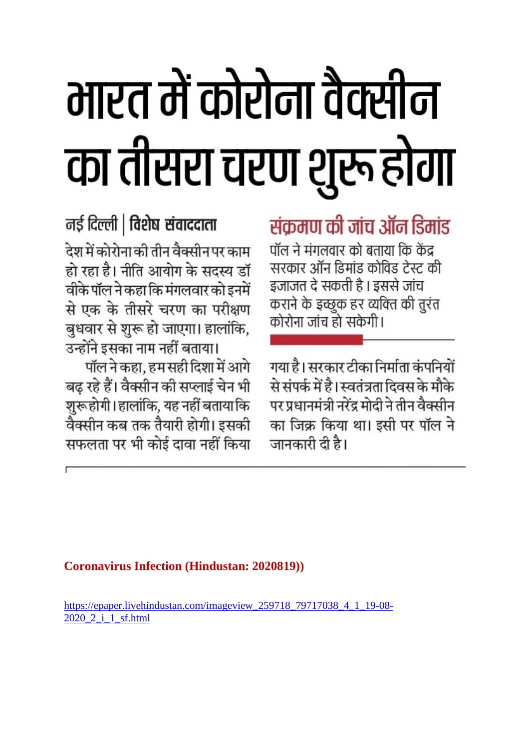# भारत में कोरोना वैक्सीन का तीसरा चरण शुरू होगा

**नई दिल्ली | विशेष संवाददाता**

देश में कोरोना की तीन वैक्सीन पर काम हो रहा है। नीति आयोग के सदस्य डॉ वीके पॉल ने कहा कि मंगलवार को इनमें से एक के तीसरे चरण का परीक्षण बुधवार से शुरू हो जाएगा। हालांकि, उन्होंने इसका नाम नहीं बताया।

पॉल ने कहा, हम सही दिशा में आगे बढ़ रहे हैं। वैक्सीन की सप्लाई चेन भी शुरू होगी। हालांकि, यह नहीं बताया कि वैक्सीन कब तक तैयारी होगी। इसकी सफलता पर भी कोई दावा नहीं किया गया है। सरकार टीका निर्माता कंपनियों से संपर्क में है। स्वतंत्रता दिवस के मौके पर प्रधानमंत्री नरेंद्र मोदी ने तीन वैक्सीन का जिक्र किया था। इसी पर पॉल ने जानकारी दी है।

## संक्रमण की जांच ऑन डिमांड

पॉल ने मंगलवार को बताया कि केंद्र सरकार ऑन डिमांड कोविड टेस्ट की इजाजत दे सकती है। इससे जांच कराने के इच्छुक हर व्यक्ति की तुरंत कोरोना जांच हो सकेगी।

**Coronavirus Infection (Hindustan: 2020819))**

https://epaper.livehindustan.com/imageview_259718_79717038_4_1_19-08-2020_2_i_1_sf.html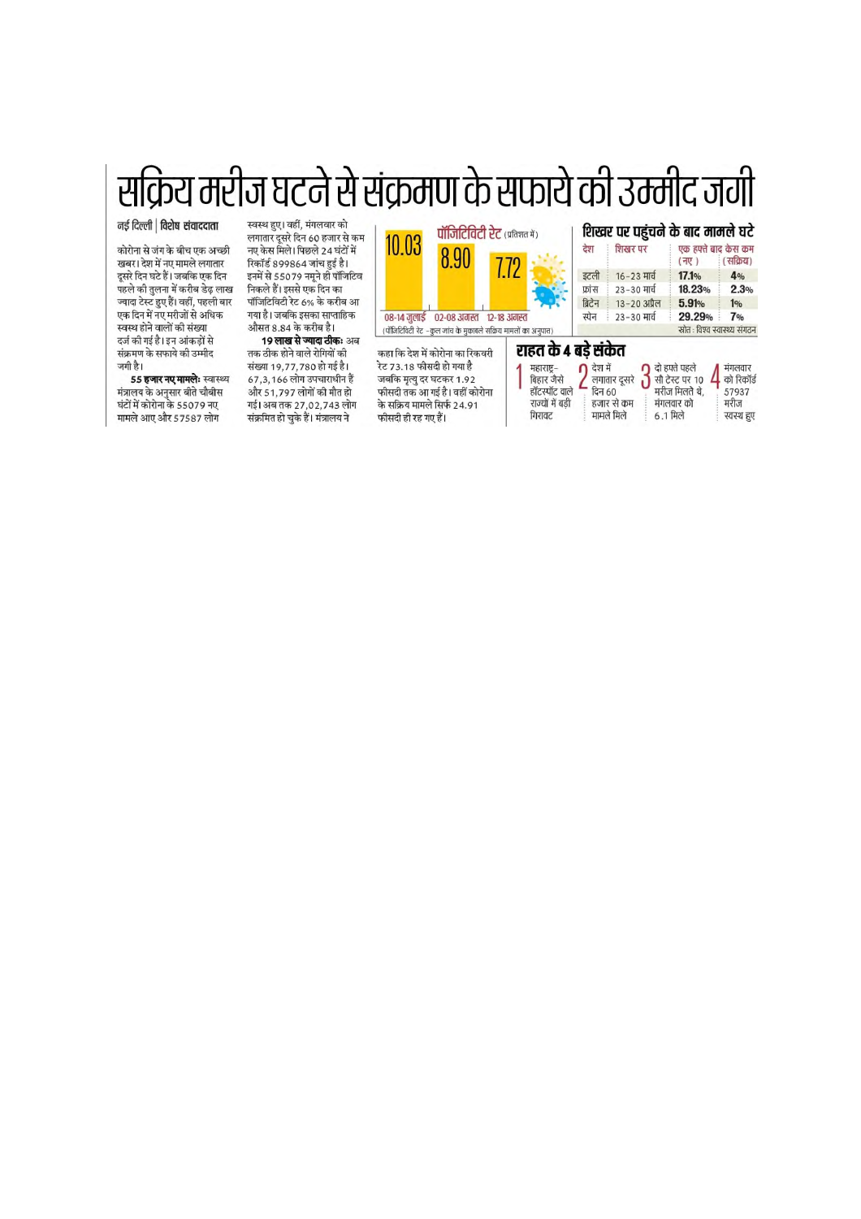# सक्रिय मरीज घटने से संक्रमण के सफाये की उम्मीद जगी

**नई दिल्ली | विशेष संवाददाता**

कोरोना से जंग के बीच एक अच्छी खबर। देश में नए मामले लगातार दूसरे दिन घटे हैं। जबकि एक दिन पहले की तुलना में करीब डेढ़ लाख ज्यादा टेस्ट हुए हैं। वहीं, पहली बार एक दिन में नए मरीजों से अधिक स्वस्थ होने वालों की संख्या दर्ज की गई है। इन आंकड़ों से संक्रमण के सफाये की उम्मीद जगी है।

**55 हजार नए मामले:** स्वास्थ्य मंत्रालय के अनुसार बीते चौबीस घंटों में कोरोना के 55079 नए मामले आए और 57587 लोग स्वस्थ हुए। वहीं, मंगलवार को लगातार दूसरे दिन 60 हजार से कम नए केस मिले। पिछले 24 घंटों में रिकॉर्ड 899864 जांच हुई है। इनमें से 55079 नमूने ही पॉजिटिव निकले हैं। इससे एक दिन का पॉजिटिविटी रेट 6% के करीब आ गया है। जबकि इसका साप्ताहिक औसत 8.84 के करीब है।

**19 लाख से ज्यादा ठीक:** अब तक ठीक होने वाले रोगियों की संख्या 19,77,780 हो गई है। 67,3,166 लोग उपचाराधीन हैं और 51,797 लोगों की मौत हो गई। अब तक 27,02,743 लोग संक्रमित हो चुके हैं। मंत्रालय ने कहा कि देश में कोरोना का रिकवरी रेट 73.18 फीसदी हो गया है जबकि मृत्यु दर घटकर 1.92 फीसदी तक आ गई है। वहीं कोरोना के सक्रिय मामले सिर्फ 24.91 फीसदी ही रह गए हैं।

**पॉजिटिविटी रेट** (प्रतिशत में)

10.03
8.90
7.72

08-14 जुलाई
02-08 अगस्त
12-18 अगस्त

(पॉजिटिविटी रेट - कुल जांच के मुकाबले सक्रिय मामलों का अनुपात)

## शिखर पर पहुंचने के बाद मामले घटे

| देश | शिखर पर | एक हफ्ते बाद केस कम (नए) | (सक्रिय) |
|---|---|---|---|
| इटली | 16-23 मार्च | 17.1% | 4% |
| फ्रांस | 23-30 मार्च | 18.23% | 2.3% |
| ब्रिटेन | 13-20 अप्रैल | 5.91% | 1% |
| स्पेन | 23-30 मार्च | 29.29% | 7% |

स्रोत : विश्व स्वास्थ्य संगठन

## राहत के 4 बड़े संकेत

1. महाराष्ट्र-बिहार जैसे हॉटस्पॉट वाले राज्यों में बड़ी गिरावट
2. देश में लगातार दूसरे दिन 60 हजार से कम मामले मिले
3. दो हफ्ते पहले सौ टेस्ट पर 10 मरीज मिलते थे, मंगलवार को 6.1 मिले
4. मंगलवार को रिकॉर्ड 57937 मरीज स्वस्थ हुए